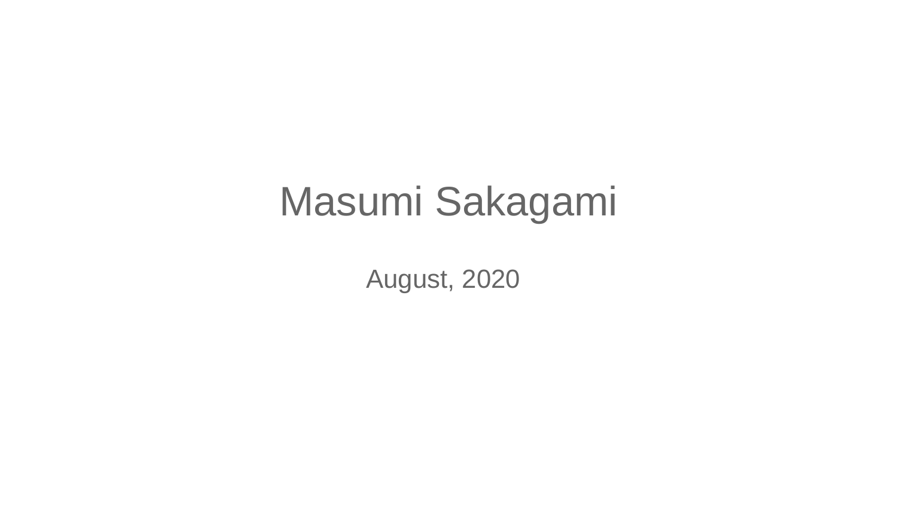# Masumi Sakagami

August, 2020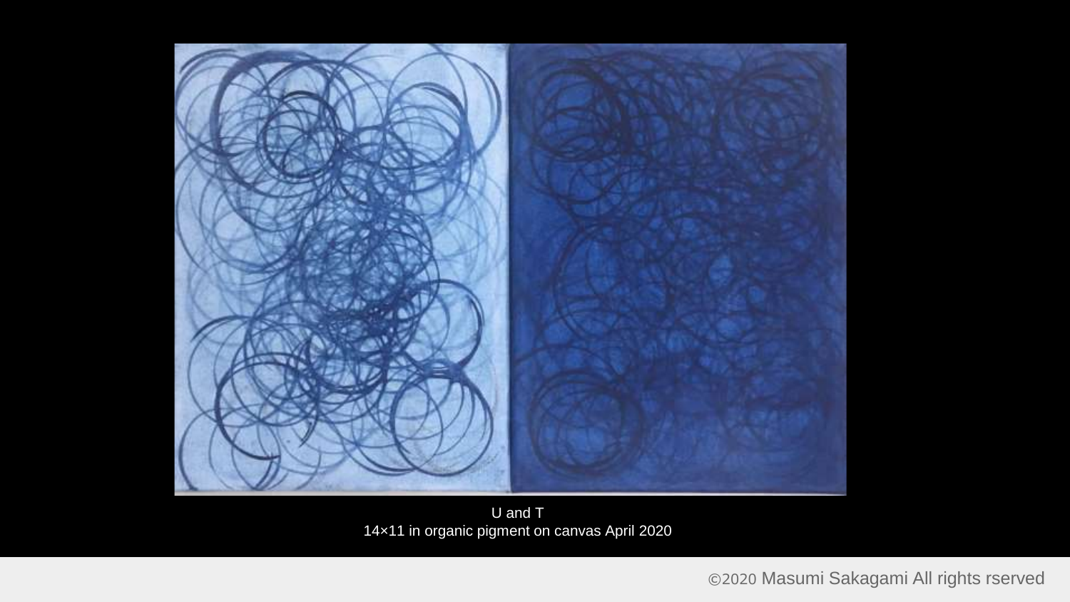U and T
14×11 in organic pigment on canvas April 2020

©2020 Masumi Sakagami All rights rserved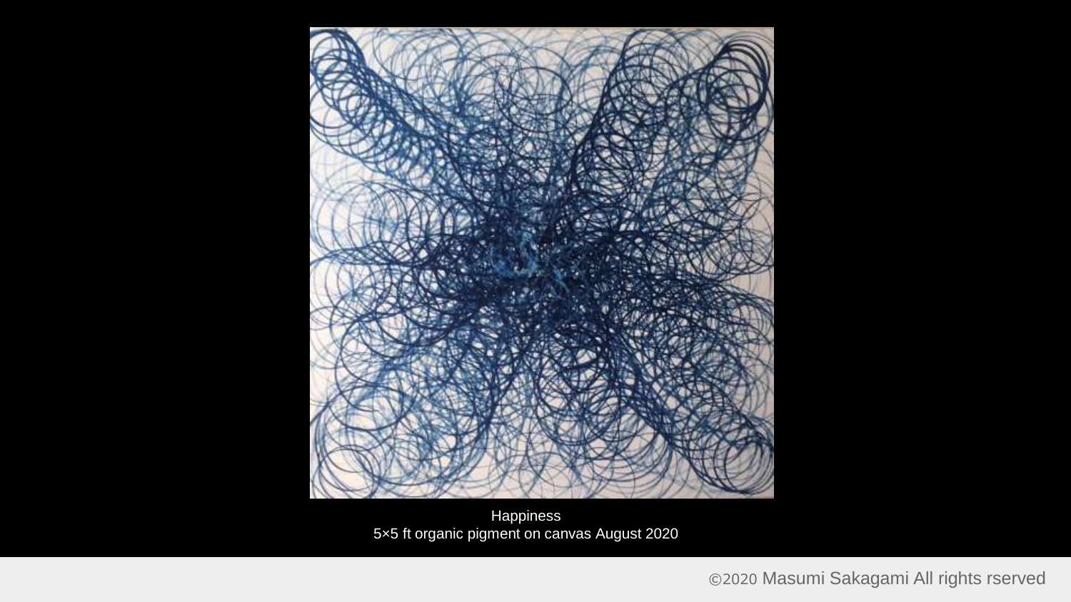Happiness
5×5 ft organic pigment on canvas August 2020

©2020 Masumi Sakagami All rights rserved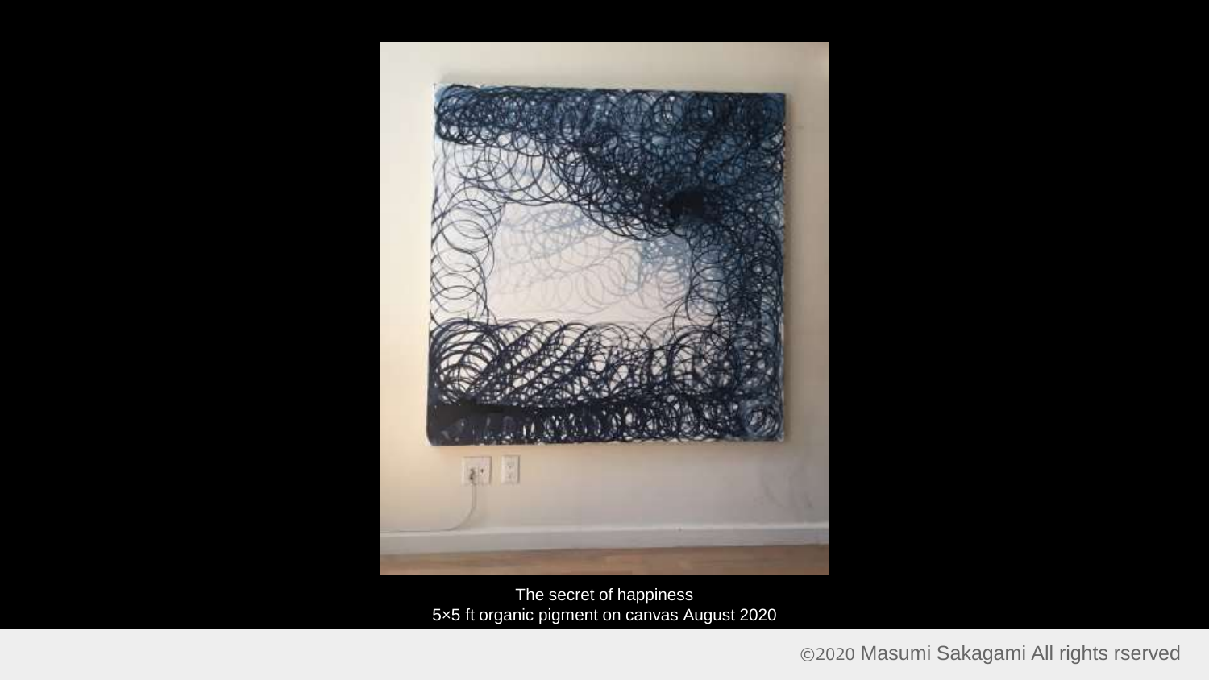The secret of happiness

5×5 ft organic pigment on canvas August 2020

©2020 Masumi Sakagami All rights rserved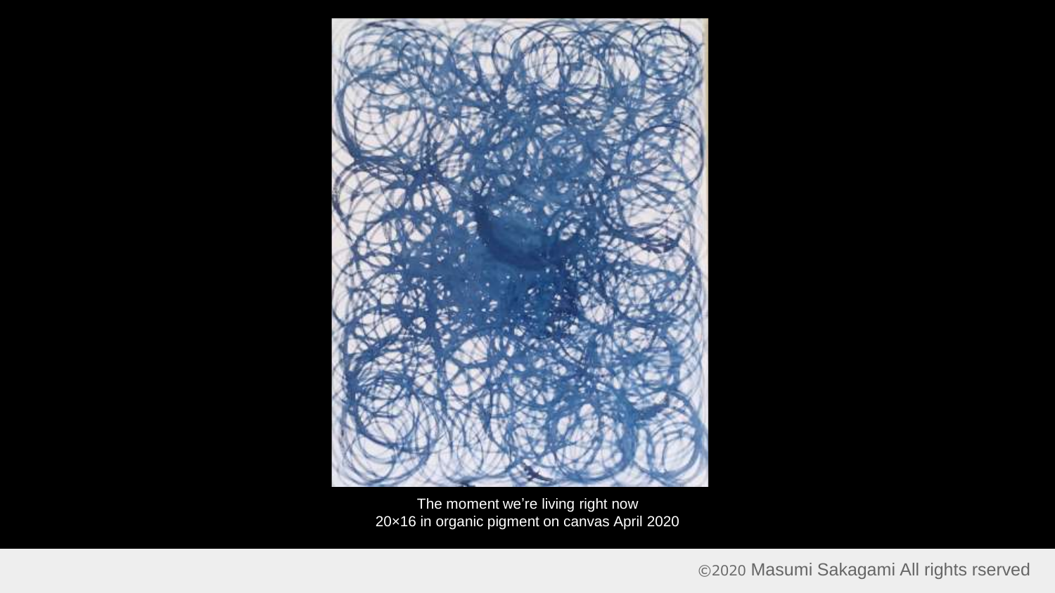The moment we’re living right now
20×16 in organic pigment on canvas April 2020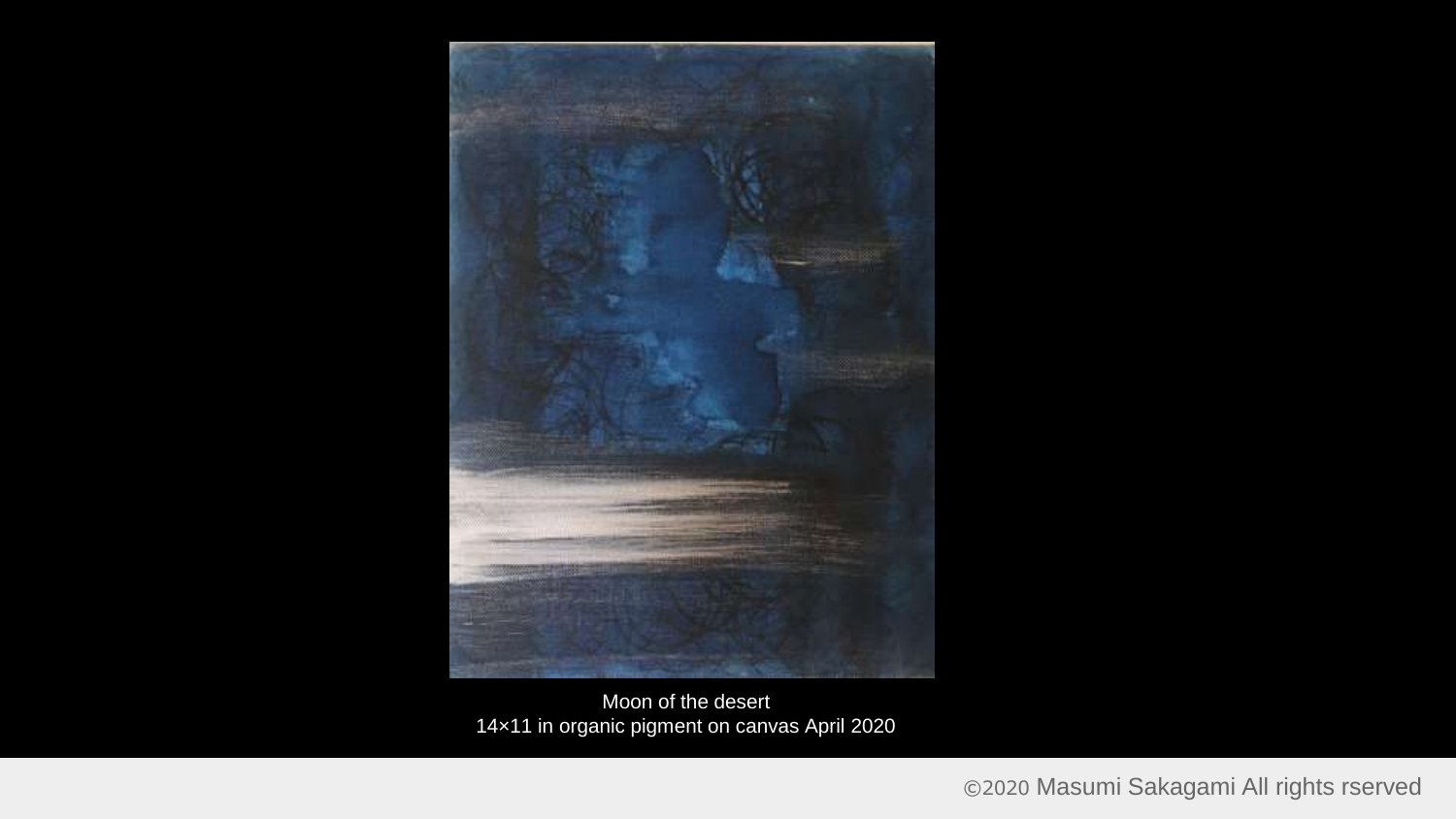Moon of the desert
14×11 in organic pigment on canvas April 2020

©2020 Masumi Sakagami All rights rserved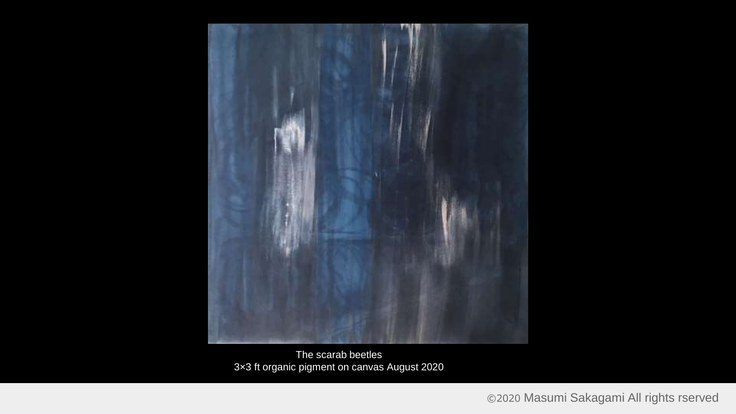The scarab beetles
3×3 ft organic pigment on canvas August 2020

©2020 Masumi Sakagami All rights rserved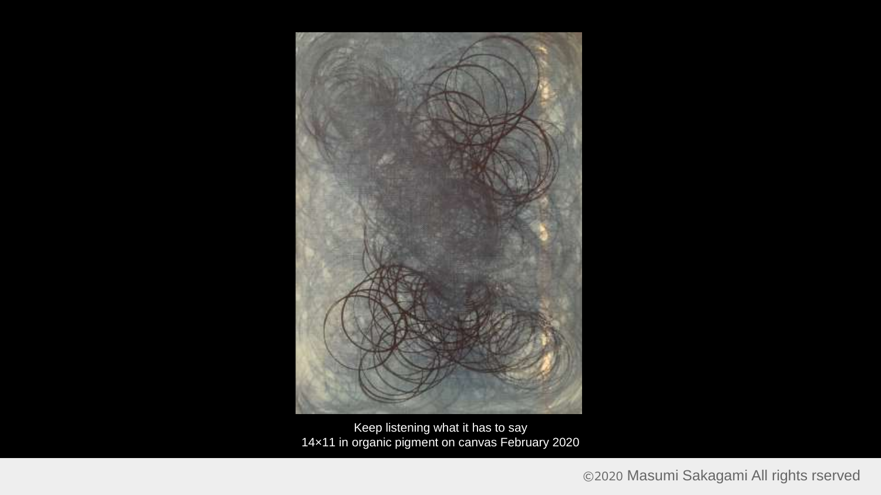Keep listening what it has to say
14×11 in organic pigment on canvas February 2020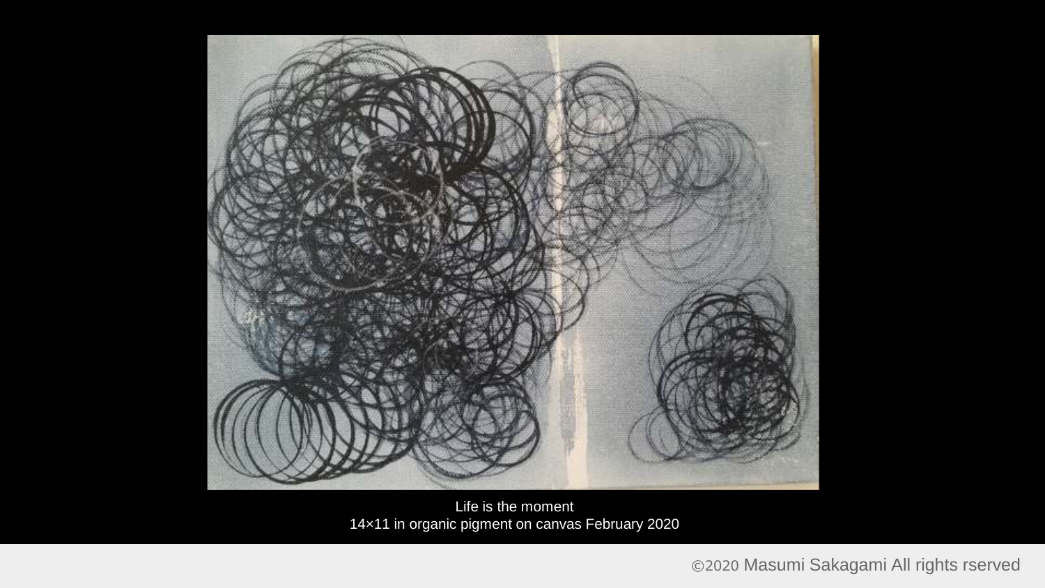Life is the moment

14×11 in organic pigment on canvas February 2020

©2020 Masumi Sakagami All rights rserved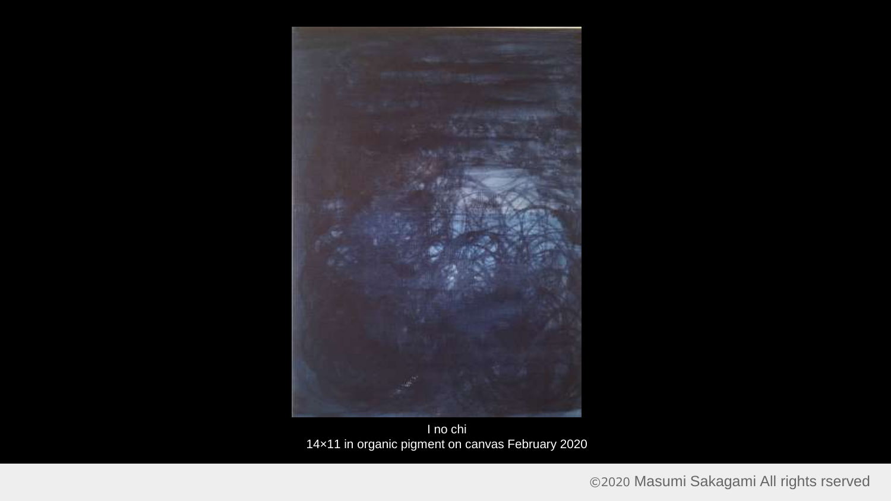I no chi

14×11 in organic pigment on canvas February 2020

©2020 Masumi Sakagami All rights rserved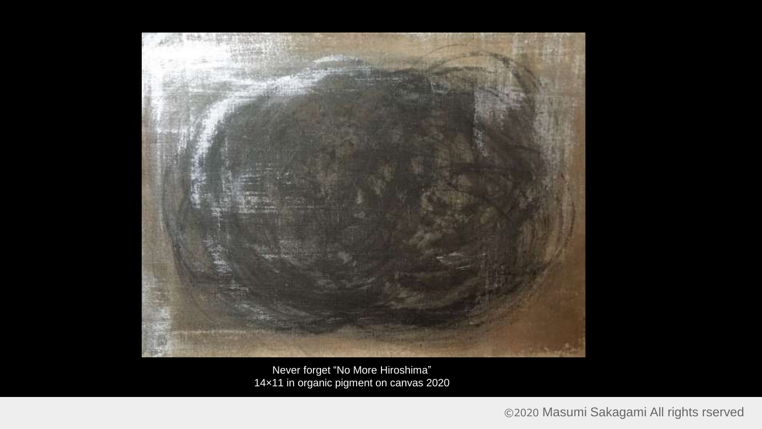Never forget “No More Hiroshima”
14×11 in organic pigment on canvas 2020

©2020 Masumi Sakagami All rights rserved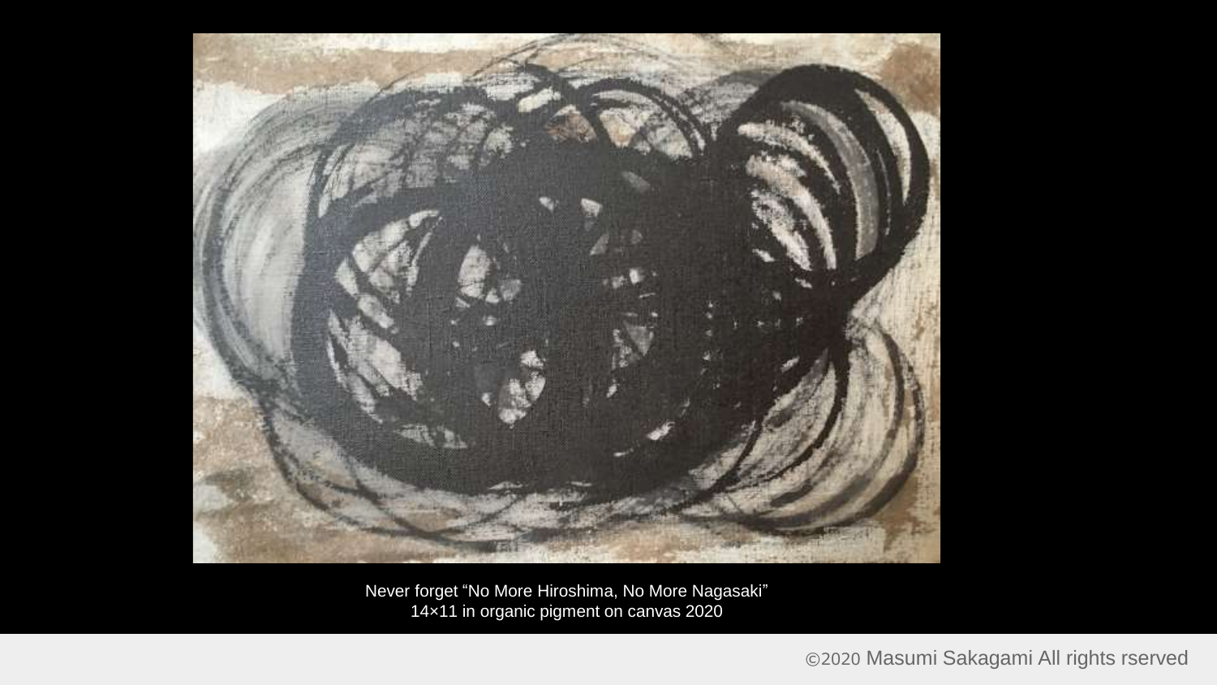Never forget “No More Hiroshima, No More Nagasaki”
14×11 in organic pigment on canvas 2020

©2020 Masumi Sakagami All rights rserved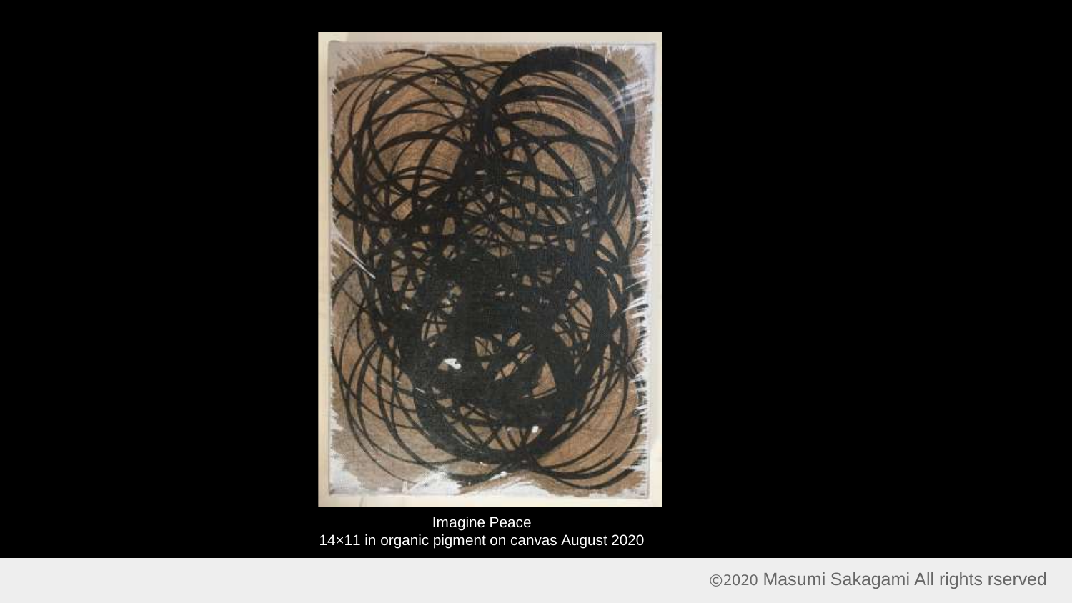Imagine Peace
14×11 in organic pigment on canvas August 2020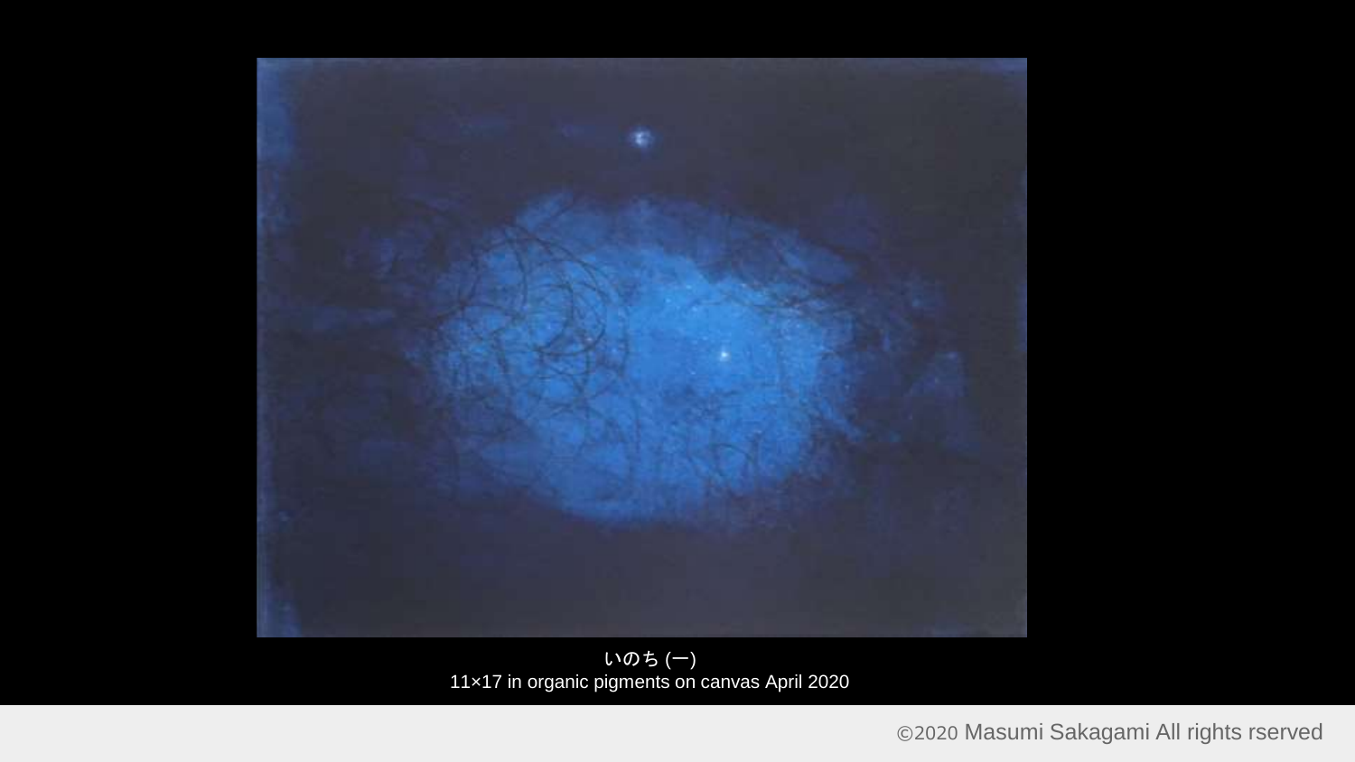いのち (一)
11×17 in organic pigments on canvas April 2020

©2020 Masumi Sakagami All rights rserved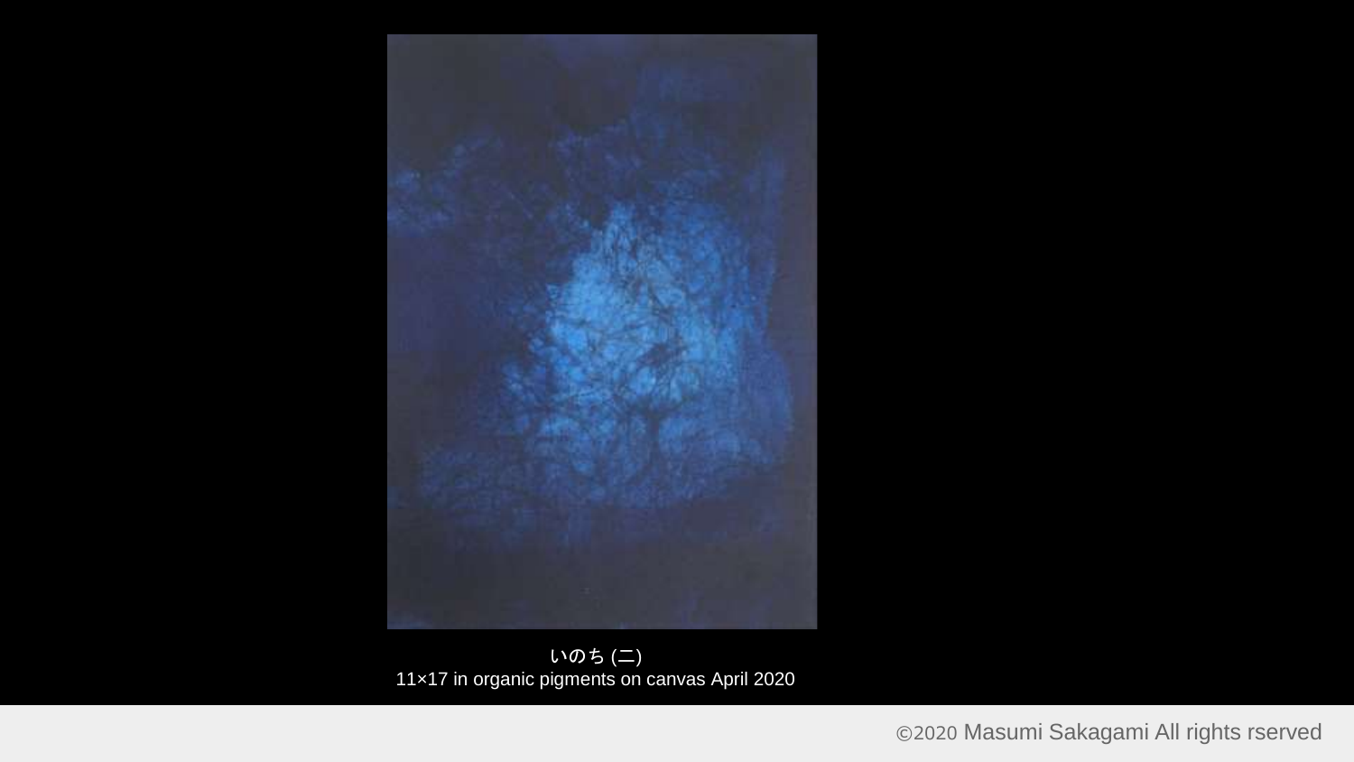いのち (二)
11×17 in organic pigments on canvas April 2020

©2020 Masumi Sakagami All rights rserved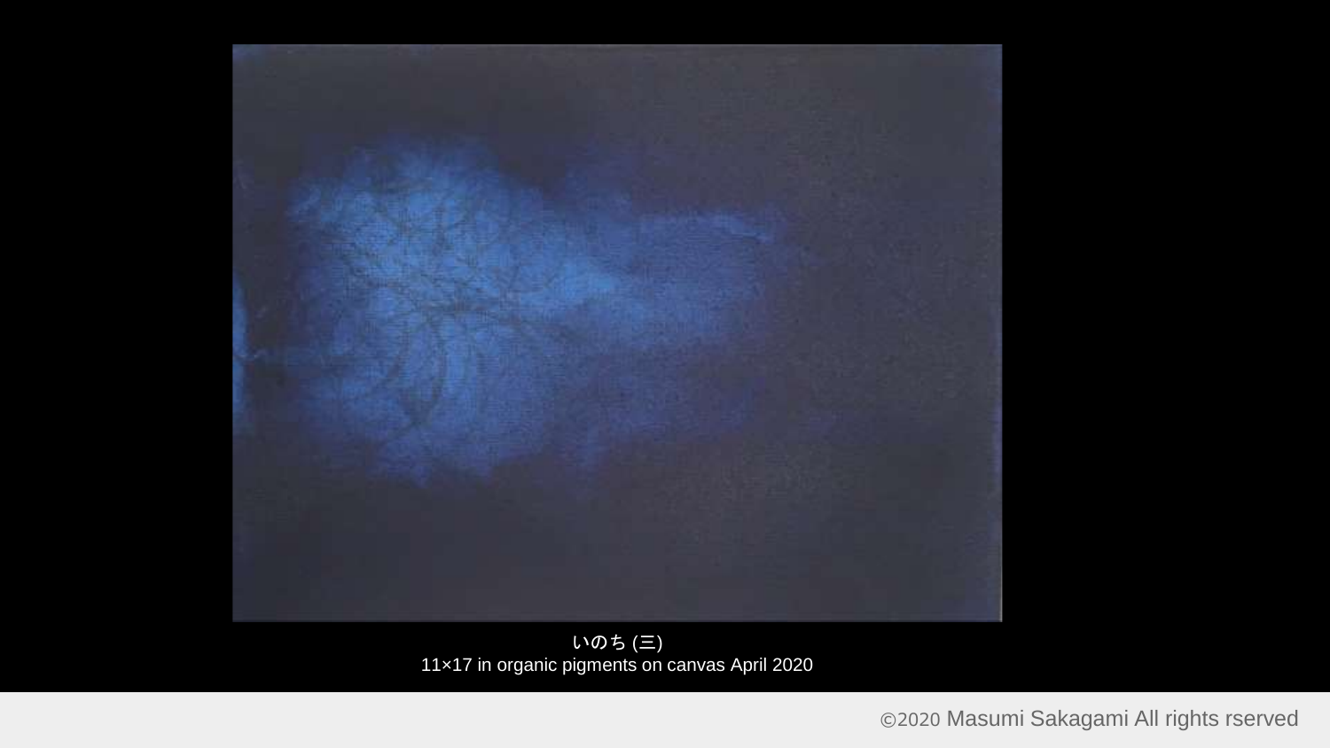いのち (三)
11×17 in organic pigments on canvas April 2020

©2020 Masumi Sakagami All rights rserved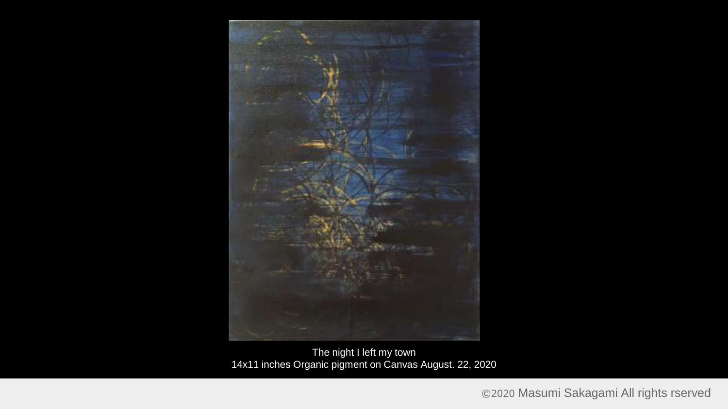The night I left my town
14x11 inches Organic pigment on Canvas August. 22, 2020

©2020 Masumi Sakagami All rights rserved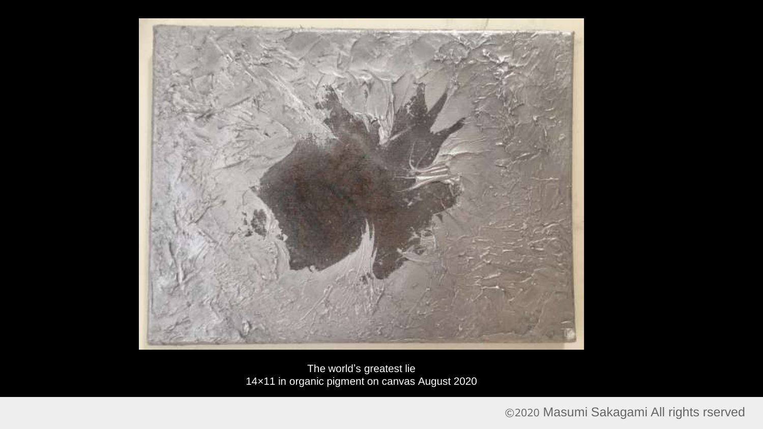The world’s greatest lie
14×11 in organic pigment on canvas August 2020

©2020 Masumi Sakagami All rights rserved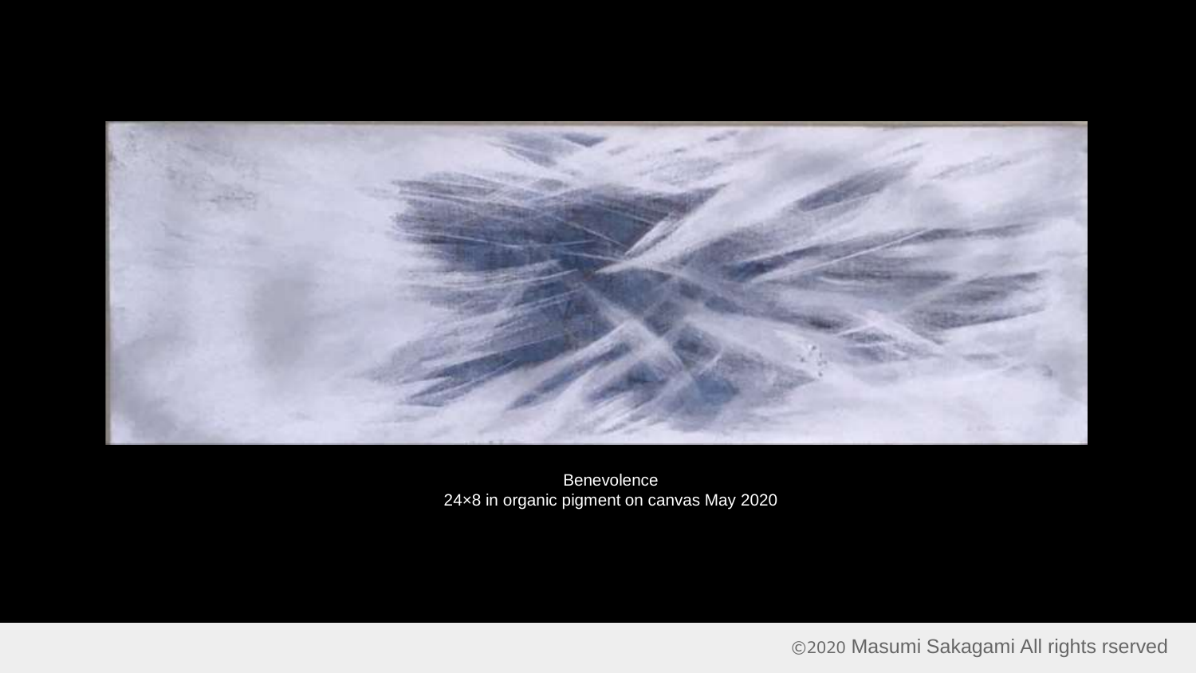Benevolence
24×8 in organic pigment on canvas May 2020